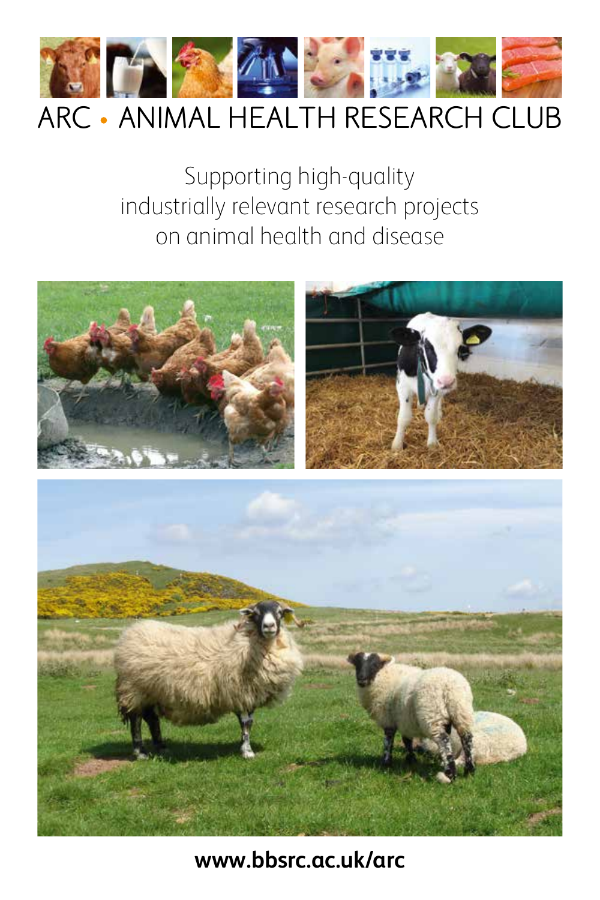# ARC • ANIMAL HEALTH RESEARCH CLUB

Supporting high-quality industrially relevant research projects on animal health and disease

**www.bbsrc.ac.uk/arc**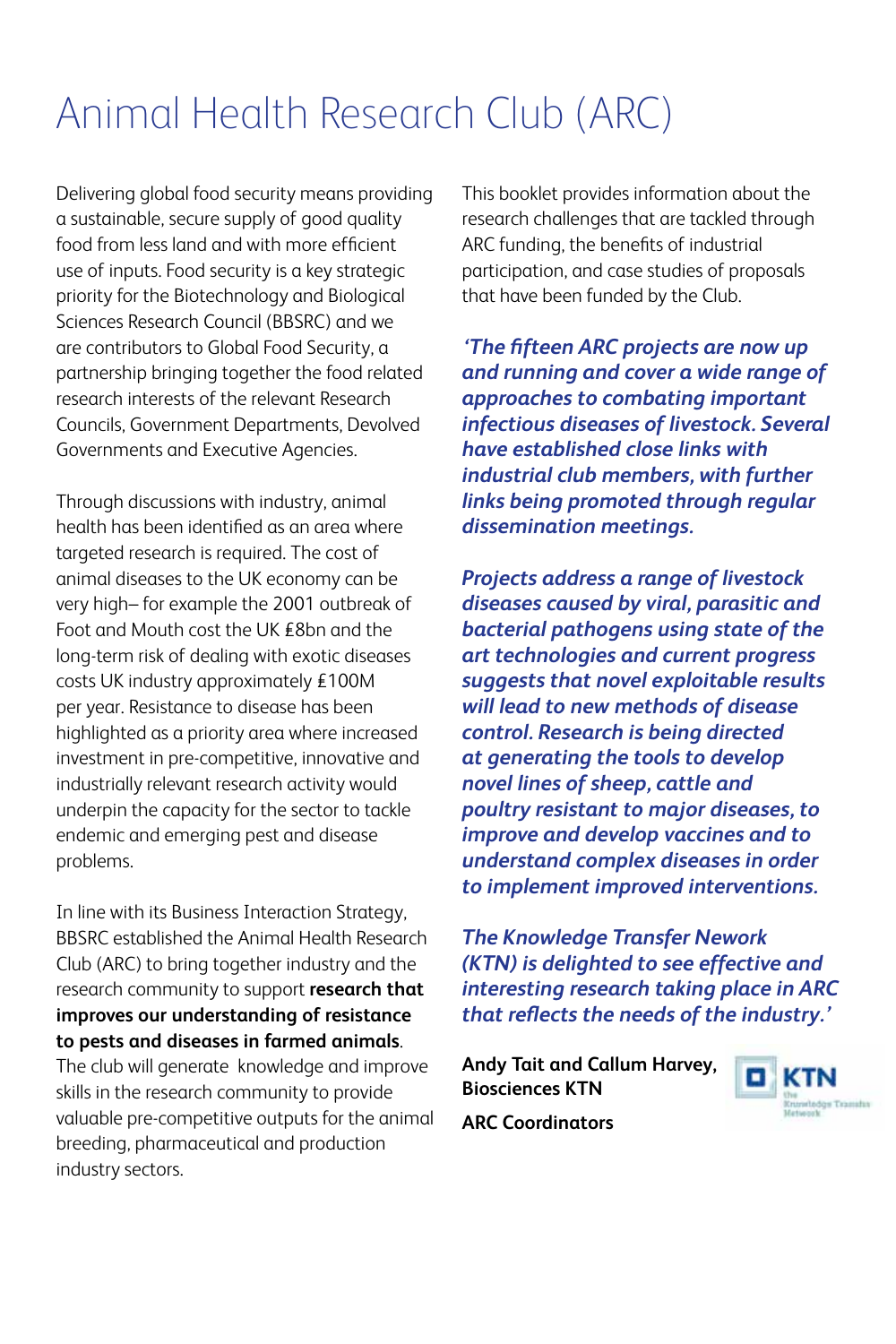# Animal Health Research Club (ARC)

Delivering global food security means providing a sustainable, secure supply of good quality food from less land and with more efficient use of inputs. Food security is a key strategic priority for the Biotechnology and Biological Sciences Research Council (BBSRC) and we are contributors to Global Food Security, a partnership bringing together the food related research interests of the relevant Research Councils, Government Departments, Devolved Governments and Executive Agencies.

Through discussions with industry, animal health has been identified as an area where targeted research is required. The cost of animal diseases to the UK economy can be very high– for example the 2001 outbreak of Foot and Mouth cost the UK £8bn and the long-term risk of dealing with exotic diseases costs UK industry approximately £100M per year. Resistance to disease has been highlighted as a priority area where increased investment in pre-competitive, innovative and industrially relevant research activity would underpin the capacity for the sector to tackle endemic and emerging pest and disease problems.

In line with its Business Interaction Strategy, BBSRC established the Animal Health Research Club (ARC) to bring together industry and the research community to support **research that improves our understanding of resistance to pests and diseases in farmed animals**. The club will generate knowledge and improve skills in the research community to provide valuable pre-competitive outputs for the animal breeding, pharmaceutical and production industry sectors.

This booklet provides information about the research challenges that are tackled through ARC funding, the benefits of industrial participation, and case studies of proposals that have been funded by the Club.

***'The fifteen ARC projects are now up and running and cover a wide range of approaches to combating important infectious diseases of livestock. Several have established close links with industrial club members, with further links being promoted through regular dissemination meetings.***

***Projects address a range of livestock diseases caused by viral, parasitic and bacterial pathogens using state of the art technologies and current progress suggests that novel exploitable results will lead to new methods of disease control. Research is being directed at generating the tools to develop novel lines of sheep, cattle and poultry resistant to major diseases, to improve and develop vaccines and to understand complex diseases in order to implement improved interventions.***

***The Knowledge Transfer Nework (KTN) is delighted to see effective and interesting research taking place in ARC that reflects the needs of the industry.'***

**Andy Tait and Callum Harvey, Biosciences KTN**

**ARC Coordinators**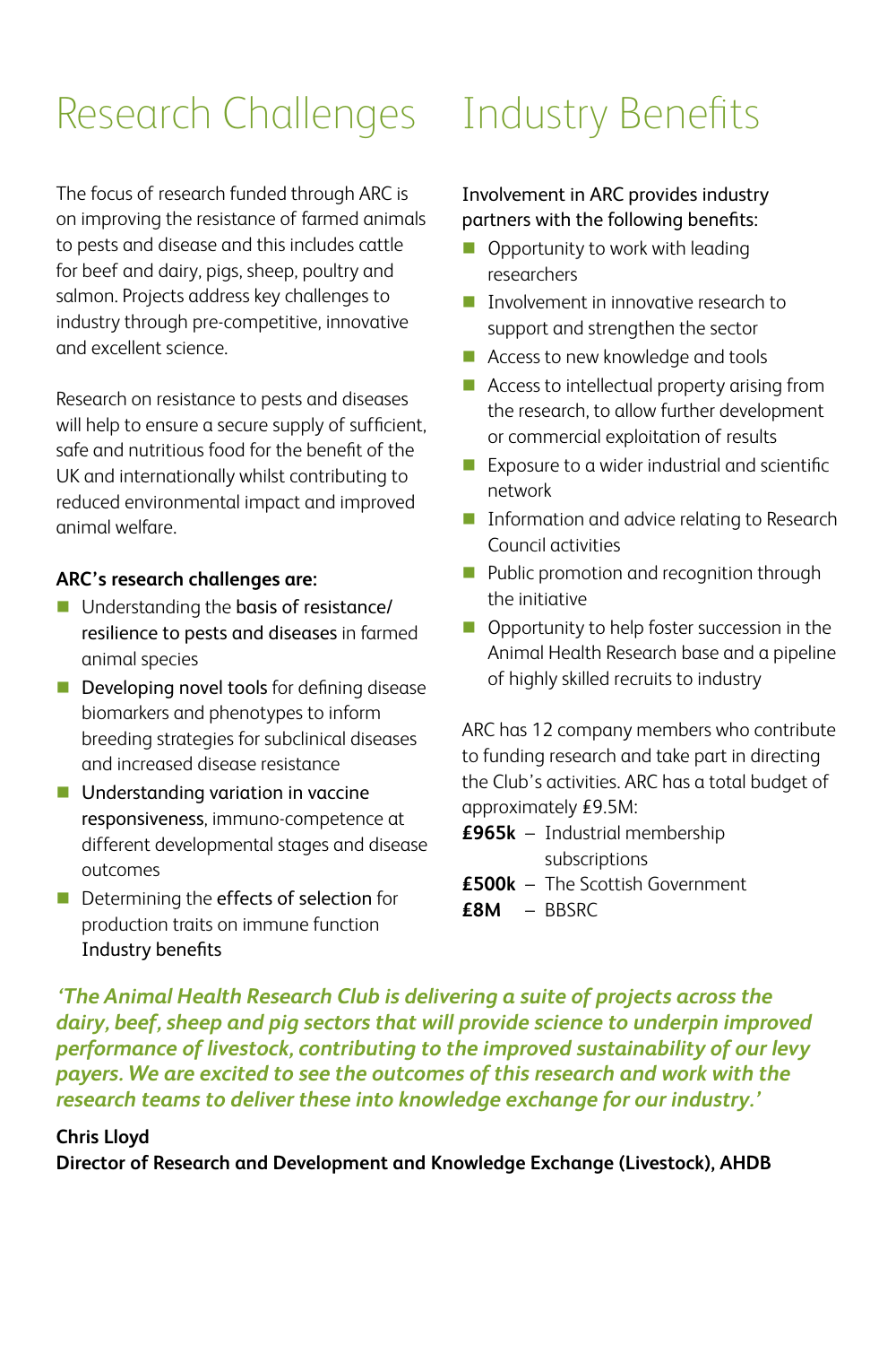# Research Challenges

The focus of research funded through ARC is on improving the resistance of farmed animals to pests and disease and this includes cattle for beef and dairy, pigs, sheep, poultry and salmon. Projects address key challenges to industry through pre-competitive, innovative and excellent science.

Research on resistance to pests and diseases will help to ensure a secure supply of sufficient, safe and nutritious food for the benefit of the UK and internationally whilst contributing to reduced environmental impact and improved animal welfare.

**ARC's research challenges are:**

- Understanding the basis of resistance/resilience to pests and diseases in farmed animal species
- Developing novel tools for defining disease biomarkers and phenotypes to inform breeding strategies for subclinical diseases and increased disease resistance
- Understanding variation in vaccine responsiveness, immuno-competence at different developmental stages and disease outcomes
- Determining the effects of selection for production traits on immune function Industry benefits

# Industry Benefits

Involvement in ARC provides industry partners with the following benefits:

- Opportunity to work with leading researchers
- Involvement in innovative research to support and strengthen the sector
- Access to new knowledge and tools
- Access to intellectual property arising from the research, to allow further development or commercial exploitation of results
- Exposure to a wider industrial and scientific network
- Information and advice relating to Research Council activities
- Public promotion and recognition through the initiative
- Opportunity to help foster succession in the Animal Health Research base and a pipeline of highly skilled recruits to industry

ARC has 12 company members who contribute to funding research and take part in directing the Club's activities. ARC has a total budget of approximately £9.5M:

**£965k** – Industrial membership subscriptions
**£500k** – The Scottish Government
**£8M** – BBSRC

*'The Animal Health Research Club is delivering a suite of projects across the dairy, beef, sheep and pig sectors that will provide science to underpin improved performance of livestock, contributing to the improved sustainability of our levy payers. We are excited to see the outcomes of this research and work with the research teams to deliver these into knowledge exchange for our industry.'*

**Chris Lloyd**
**Director of Research and Development and Knowledge Exchange (Livestock), AHDB**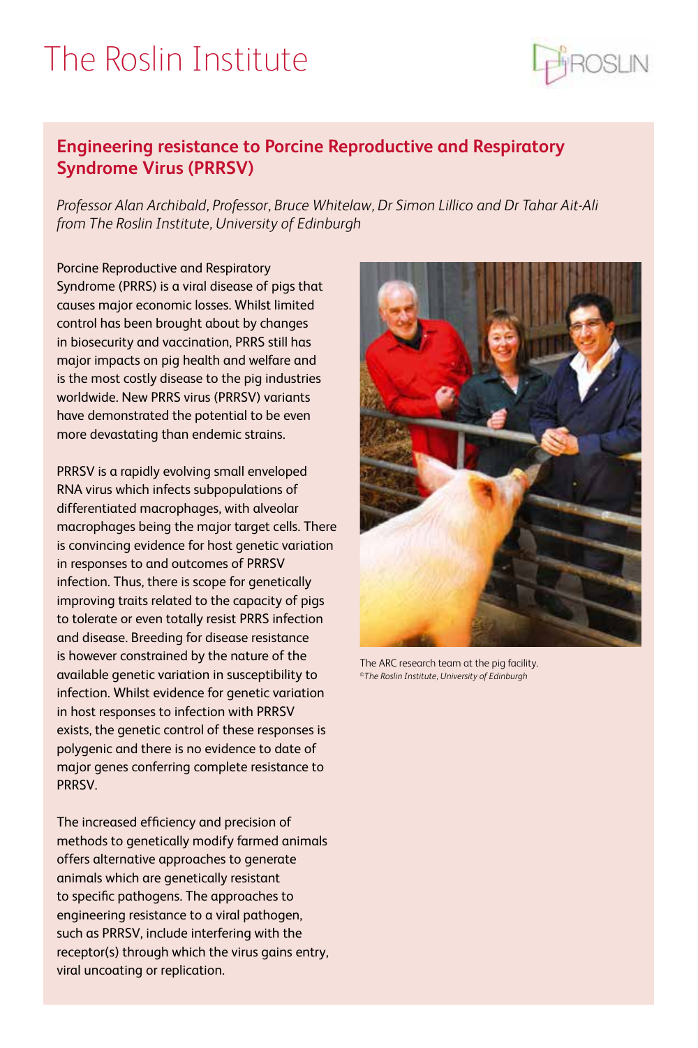# The Roslin Institute

## Engineering resistance to Porcine Reproductive and Respiratory Syndrome Virus (PRRSV)

*Professor Alan Archibald, Professor, Bruce Whitelaw, Dr Simon Lillico and Dr Tahar Ait-Ali from The Roslin Institute, University of Edinburgh*

Porcine Reproductive and Respiratory Syndrome (PRRS) is a viral disease of pigs that causes major economic losses. Whilst limited control has been brought about by changes in biosecurity and vaccination, PRRS still has major impacts on pig health and welfare and is the most costly disease to the pig industries worldwide. New PRRS virus (PRRSV) variants have demonstrated the potential to be even more devastating than endemic strains.

PRRSV is a rapidly evolving small enveloped RNA virus which infects subpopulations of differentiated macrophages, with alveolar macrophages being the major target cells. There is convincing evidence for host genetic variation in responses to and outcomes of PRRSV infection. Thus, there is scope for genetically improving traits related to the capacity of pigs to tolerate or even totally resist PRRS infection and disease. Breeding for disease resistance is however constrained by the nature of the available genetic variation in susceptibility to infection. Whilst evidence for genetic variation in host responses to infection with PRRSV exists, the genetic control of these responses is polygenic and there is no evidence to date of major genes conferring complete resistance to PRRSV.

The increased efficiency and precision of methods to genetically modify farmed animals offers alternative approaches to generate animals which are genetically resistant to specific pathogens. The approaches to engineering resistance to a viral pathogen, such as PRRSV, include interfering with the receptor(s) through which the virus gains entry, viral uncoating or replication.

The ARC research team at the pig facility.
*©The Roslin Institute, University of Edinburgh*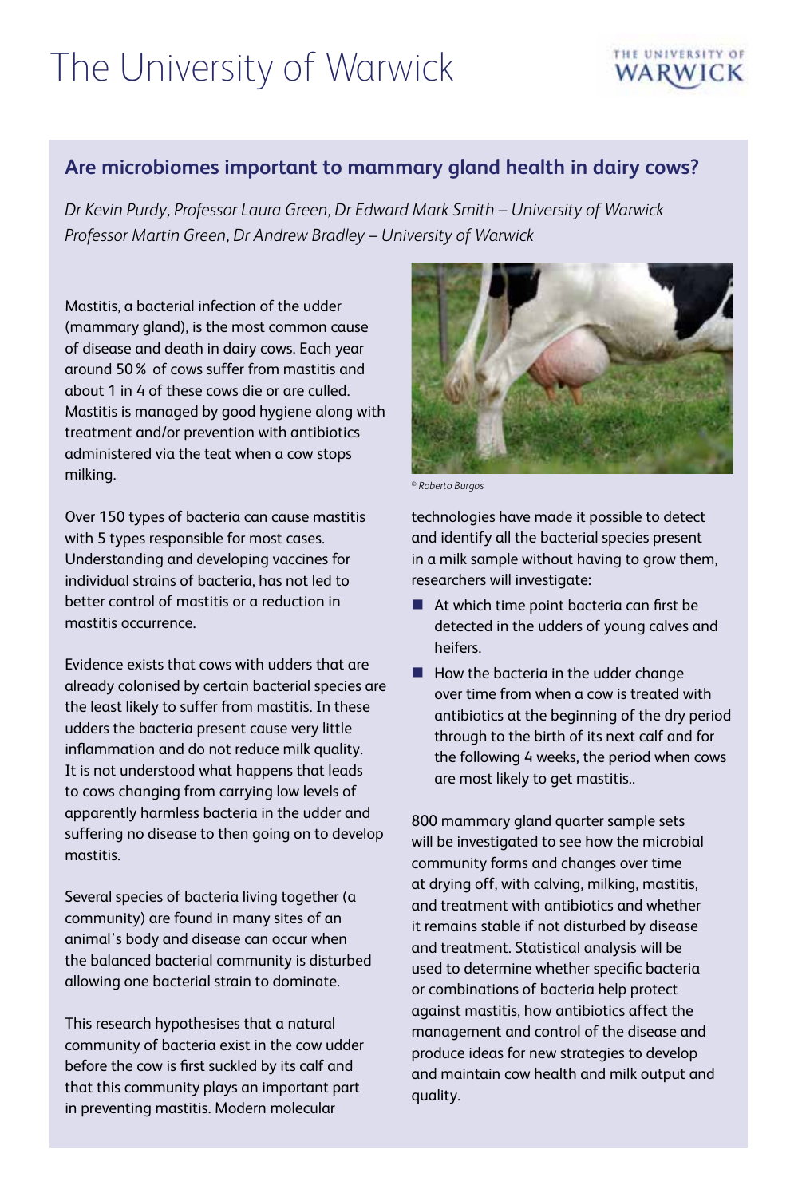# The University of Warwick

## Are microbiomes important to mammary gland health in dairy cows?

*Dr Kevin Purdy, Professor Laura Green, Dr Edward Mark Smith – University of Warwick*
*Professor Martin Green, Dr Andrew Bradley – University of Warwick*

Mastitis, a bacterial infection of the udder (mammary gland), is the most common cause of disease and death in dairy cows. Each year around 50 % of cows suffer from mastitis and about 1 in 4 of these cows die or are culled. Mastitis is managed by good hygiene along with treatment and/or prevention with antibiotics administered via the teat when a cow stops milking.

Over 150 types of bacteria can cause mastitis with 5 types responsible for most cases. Understanding and developing vaccines for individual strains of bacteria, has not led to better control of mastitis or a reduction in mastitis occurrence.

Evidence exists that cows with udders that are already colonised by certain bacterial species are the least likely to suffer from mastitis. In these udders the bacteria present cause very little inflammation and do not reduce milk quality. It is not understood what happens that leads to cows changing from carrying low levels of apparently harmless bacteria in the udder and suffering no disease to then going on to develop mastitis.

Several species of bacteria living together (a community) are found in many sites of an animal's body and disease can occur when the balanced bacterial community is disturbed allowing one bacterial strain to dominate.

This research hypothesises that a natural community of bacteria exist in the cow udder before the cow is first suckled by its calf and that this community plays an important part in preventing mastitis. Modern molecular technologies have made it possible to detect and identify all the bacterial species present in a milk sample without having to grow them, researchers will investigate:

© Roberto Burgos

- At which time point bacteria can first be detected in the udders of young calves and heifers.
- How the bacteria in the udder change over time from when a cow is treated with antibiotics at the beginning of the dry period through to the birth of its next calf and for the following 4 weeks, the period when cows are most likely to get mastitis..

800 mammary gland quarter sample sets will be investigated to see how the microbial community forms and changes over time at drying off, with calving, milking, mastitis, and treatment with antibiotics and whether it remains stable if not disturbed by disease and treatment. Statistical analysis will be used to determine whether specific bacteria or combinations of bacteria help protect against mastitis, how antibiotics affect the management and control of the disease and produce ideas for new strategies to develop and maintain cow health and milk output and quality.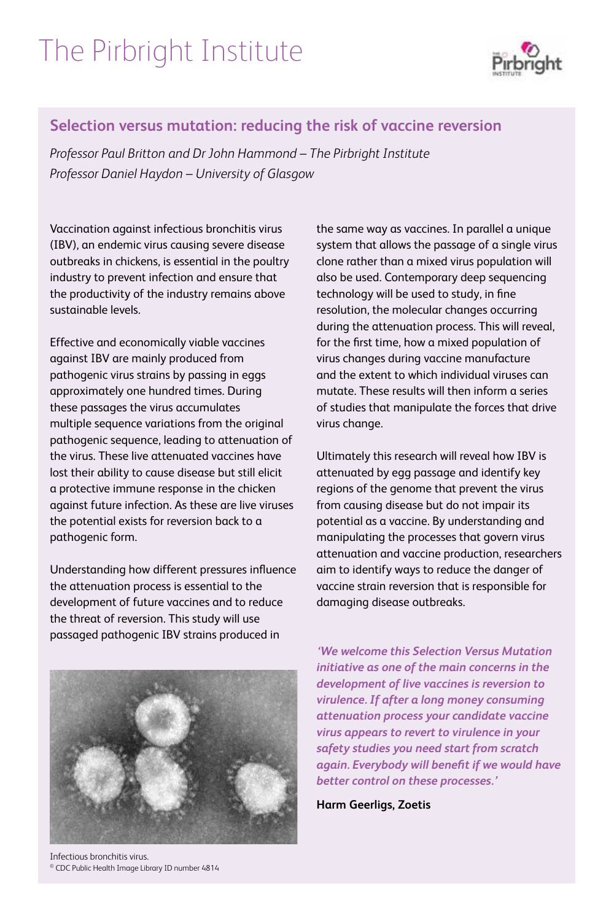# The Pirbright Institute

## Selection versus mutation: reducing the risk of vaccine reversion

*Professor Paul Britton and Dr John Hammond – The Pirbright Institute*
*Professor Daniel Haydon – University of Glasgow*

Vaccination against infectious bronchitis virus (IBV), an endemic virus causing severe disease outbreaks in chickens, is essential in the poultry industry to prevent infection and ensure that the productivity of the industry remains above sustainable levels.

Effective and economically viable vaccines against IBV are mainly produced from pathogenic virus strains by passing in eggs approximately one hundred times. During these passages the virus accumulates multiple sequence variations from the original pathogenic sequence, leading to attenuation of the virus. These live attenuated vaccines have lost their ability to cause disease but still elicit a protective immune response in the chicken against future infection. As these are live viruses the potential exists for reversion back to a pathogenic form.

Understanding how different pressures influence the attenuation process is essential to the development of future vaccines and to reduce the threat of reversion. This study will use passaged pathogenic IBV strains produced in the same way as vaccines. In parallel a unique system that allows the passage of a single virus clone rather than a mixed virus population will also be used. Contemporary deep sequencing technology will be used to study, in fine resolution, the molecular changes occurring during the attenuation process. This will reveal, for the first time, how a mixed population of virus changes during vaccine manufacture and the extent to which individual viruses can mutate. These results will then inform a series of studies that manipulate the forces that drive virus change.

Ultimately this research will reveal how IBV is attenuated by egg passage and identify key regions of the genome that prevent the virus from causing disease but do not impair its potential as a vaccine. By understanding and manipulating the processes that govern virus attenuation and vaccine production, researchers aim to identify ways to reduce the danger of vaccine strain reversion that is responsible for damaging disease outbreaks.

***'We welcome this Selection Versus Mutation initiative as one of the main concerns in the development of live vaccines is reversion to virulence. If after a long money consuming attenuation process your candidate vaccine virus appears to revert to virulence in your safety studies you need start from scratch again. Everybody will benefit if we would have better control on these processes.'***

**Harm Geerligs, Zoetis**

Infectious bronchitis virus.
© CDC Public Health Image Library ID number 4814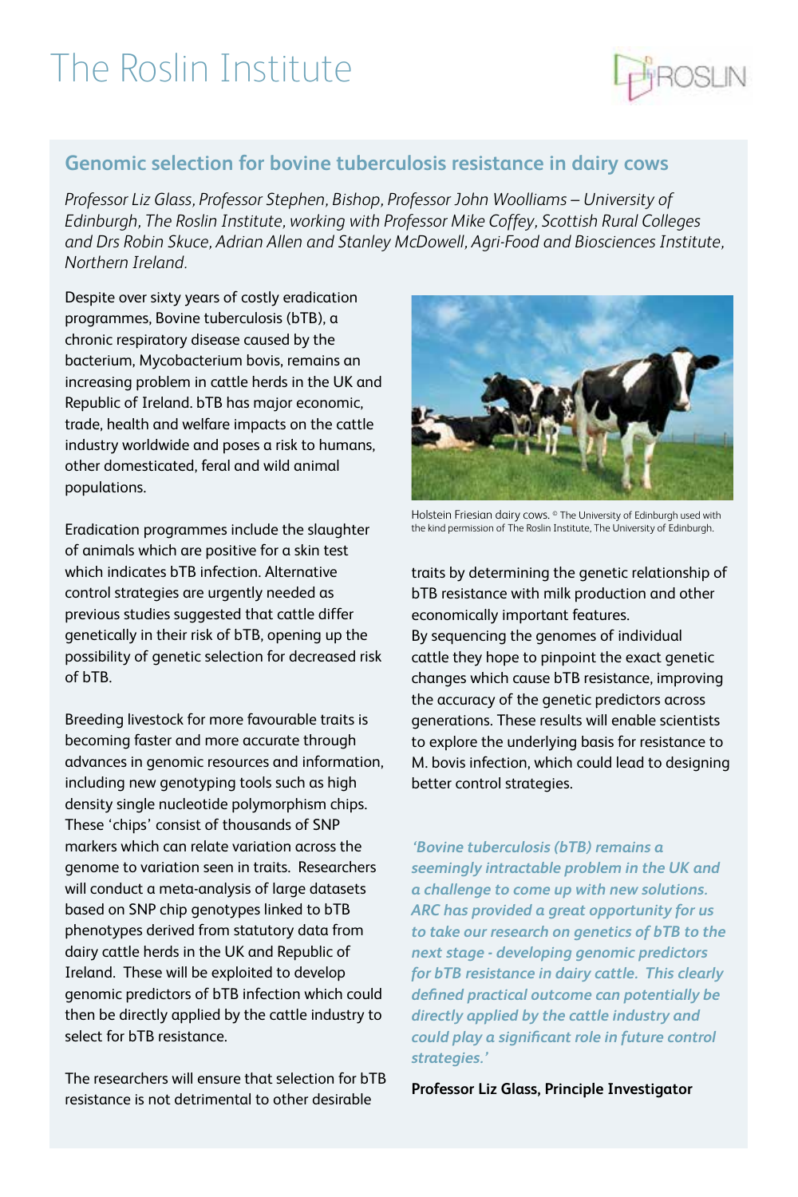# The Roslin Institute

## Genomic selection for bovine tuberculosis resistance in dairy cows

*Professor Liz Glass, Professor Stephen, Bishop, Professor John Woolliams – University of Edinburgh, The Roslin Institute, working with Professor Mike Coffey, Scottish Rural Colleges and Drs Robin Skuce, Adrian Allen and Stanley McDowell, Agri-Food and Biosciences Institute, Northern Ireland.*

Despite over sixty years of costly eradication programmes, Bovine tuberculosis (bTB), a chronic respiratory disease caused by the bacterium, Mycobacterium bovis, remains an increasing problem in cattle herds in the UK and Republic of Ireland. bTB has major economic, trade, health and welfare impacts on the cattle industry worldwide and poses a risk to humans, other domesticated, feral and wild animal populations.

Eradication programmes include the slaughter of animals which are positive for a skin test which indicates bTB infection. Alternative control strategies are urgently needed as previous studies suggested that cattle differ genetically in their risk of bTB, opening up the possibility of genetic selection for decreased risk of bTB.

Breeding livestock for more favourable traits is becoming faster and more accurate through advances in genomic resources and information, including new genotyping tools such as high density single nucleotide polymorphism chips. These 'chips' consist of thousands of SNP markers which can relate variation across the genome to variation seen in traits. Researchers will conduct a meta-analysis of large datasets based on SNP chip genotypes linked to bTB phenotypes derived from statutory data from dairy cattle herds in the UK and Republic of Ireland. These will be exploited to develop genomic predictors of bTB infection which could then be directly applied by the cattle industry to select for bTB resistance.

The researchers will ensure that selection for bTB resistance is not detrimental to other desirable traits by determining the genetic relationship of bTB resistance with milk production and other economically important features.

By sequencing the genomes of individual cattle they hope to pinpoint the exact genetic changes which cause bTB resistance, improving the accuracy of the genetic predictors across generations. These results will enable scientists to explore the underlying basis for resistance to M. bovis infection, which could lead to designing better control strategies.

Holstein Friesian dairy cows. © The University of Edinburgh used with the kind permission of The Roslin Institute, The University of Edinburgh.

***'Bovine tuberculosis (bTB) remains a seemingly intractable problem in the UK and a challenge to come up with new solutions. ARC has provided a great opportunity for us to take our research on genetics of bTB to the next stage - developing genomic predictors for bTB resistance in dairy cattle. This clearly defined practical outcome can potentially be directly applied by the cattle industry and could play a significant role in future control strategies.'***

**Professor Liz Glass, Principle Investigator**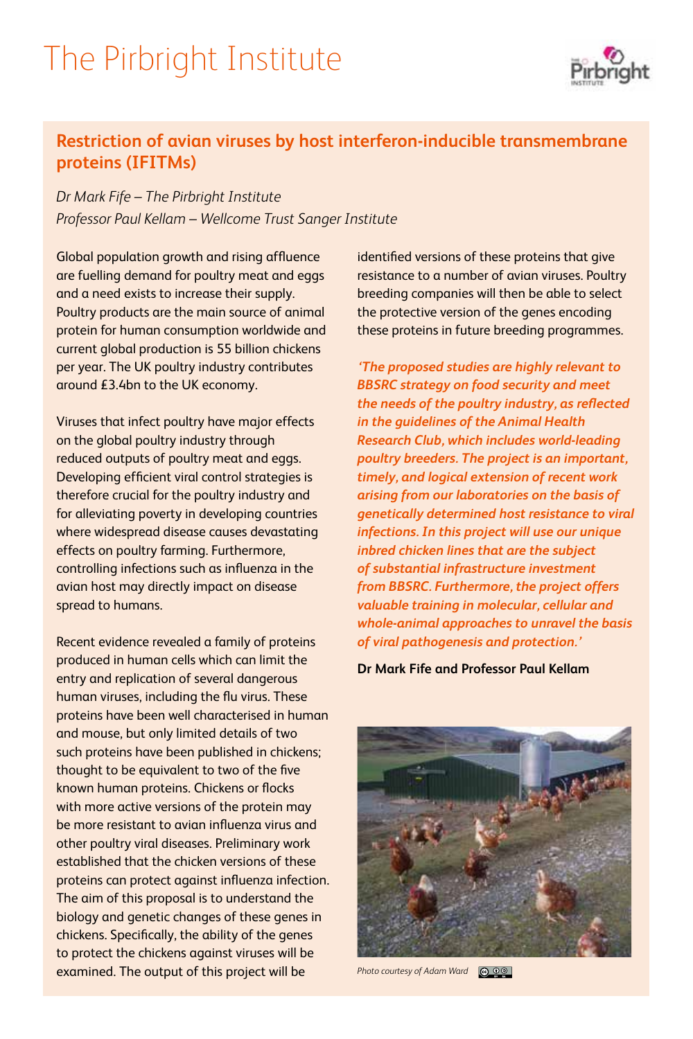# The Pirbright Institute

## Restriction of avian viruses by host interferon-inducible transmembrane proteins (IFITMs)

*Dr Mark Fife – The Pirbright Institute*
*Professor Paul Kellam – Wellcome Trust Sanger Institute*

Global population growth and rising affluence are fuelling demand for poultry meat and eggs and a need exists to increase their supply. Poultry products are the main source of animal protein for human consumption worldwide and current global production is 55 billion chickens per year. The UK poultry industry contributes around £3.4bn to the UK economy.

Viruses that infect poultry have major effects on the global poultry industry through reduced outputs of poultry meat and eggs. Developing efficient viral control strategies is therefore crucial for the poultry industry and for alleviating poverty in developing countries where widespread disease causes devastating effects on poultry farming. Furthermore, controlling infections such as influenza in the avian host may directly impact on disease spread to humans.

Recent evidence revealed a family of proteins produced in human cells which can limit the entry and replication of several dangerous human viruses, including the flu virus. These proteins have been well characterised in human and mouse, but only limited details of two such proteins have been published in chickens; thought to be equivalent to two of the five known human proteins. Chickens or flocks with more active versions of the protein may be more resistant to avian influenza virus and other poultry viral diseases. Preliminary work established that the chicken versions of these proteins can protect against influenza infection. The aim of this proposal is to understand the biology and genetic changes of these genes in chickens. Specifically, the ability of the genes to protect the chickens against viruses will be examined. The output of this project will be identified versions of these proteins that give resistance to a number of avian viruses. Poultry breeding companies will then be able to select the protective version of the genes encoding these proteins in future breeding programmes.

***'The proposed studies are highly relevant to BBSRC strategy on food security and meet the needs of the poultry industry, as reflected in the guidelines of the Animal Health Research Club, which includes world-leading poultry breeders. The project is an important, timely, and logical extension of recent work arising from our laboratories on the basis of genetically determined host resistance to viral infections. In this project will use our unique inbred chicken lines that are the subject of substantial infrastructure investment from BBSRC. Furthermore, the project offers valuable training in molecular, cellular and whole-animal approaches to unravel the basis of viral pathogenesis and protection.'***

**Dr Mark Fife and Professor Paul Kellam**

*Photo courtesy of Adam Ward*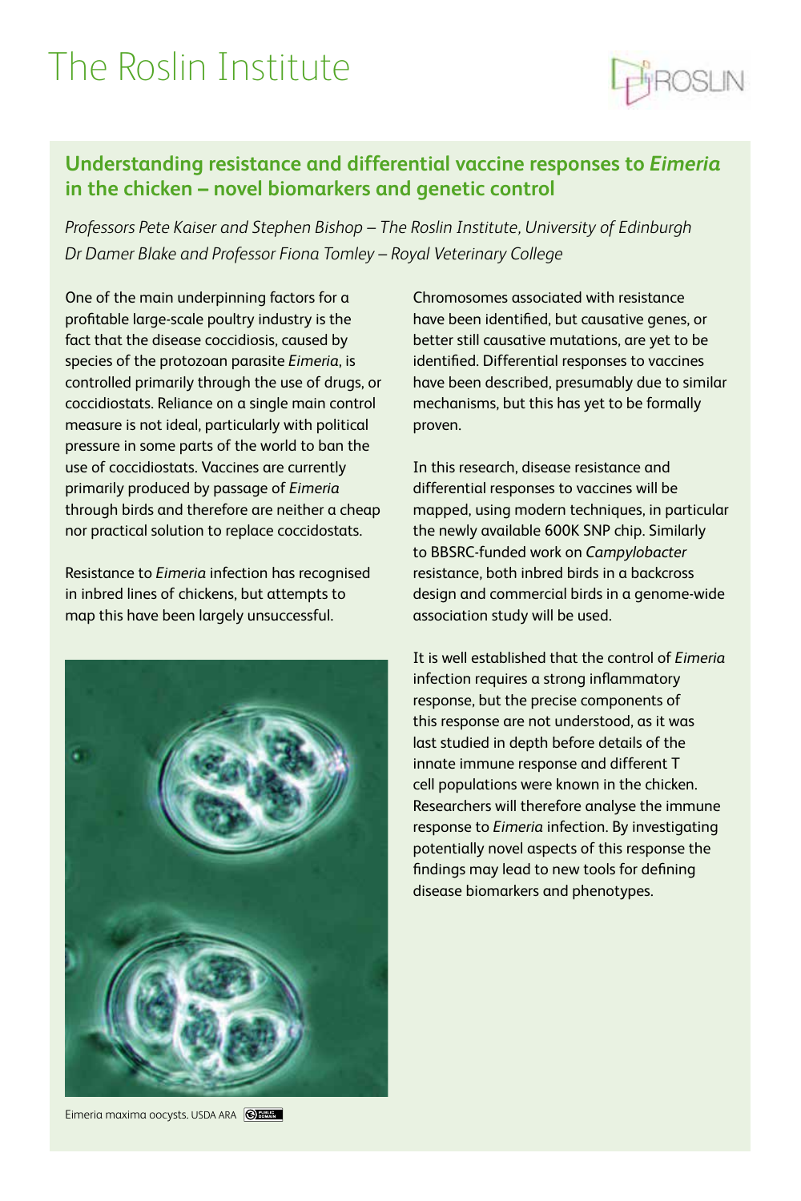# The Roslin Institute

## Understanding resistance and differential vaccine responses to *Eimeria* in the chicken – novel biomarkers and genetic control

*Professors Pete Kaiser and Stephen Bishop – The Roslin Institute, University of Edinburgh*
*Dr Damer Blake and Professor Fiona Tomley – Royal Veterinary College*

One of the main underpinning factors for a profitable large-scale poultry industry is the fact that the disease coccidiosis, caused by species of the protozoan parasite *Eimeria*, is controlled primarily through the use of drugs, or coccidiostats. Reliance on a single main control measure is not ideal, particularly with political pressure in some parts of the world to ban the use of coccidiostats. Vaccines are currently primarily produced by passage of *Eimeria* through birds and therefore are neither a cheap nor practical solution to replace coccidostats.

Resistance to *Eimeria* infection has recognised in inbred lines of chickens, but attempts to map this have been largely unsuccessful.

Eimeria maxima oocysts. USDA ARA

Chromosomes associated with resistance have been identified, but causative genes, or better still causative mutations, are yet to be identified. Differential responses to vaccines have been described, presumably due to similar mechanisms, but this has yet to be formally proven.

In this research, disease resistance and differential responses to vaccines will be mapped, using modern techniques, in particular the newly available 600K SNP chip. Similarly to BBSRC-funded work on *Campylobacter* resistance, both inbred birds in a backcross design and commercial birds in a genome-wide association study will be used.

It is well established that the control of *Eimeria* infection requires a strong inflammatory response, but the precise components of this response are not understood, as it was last studied in depth before details of the innate immune response and different T cell populations were known in the chicken. Researchers will therefore analyse the immune response to *Eimeria* infection. By investigating potentially novel aspects of this response the findings may lead to new tools for defining disease biomarkers and phenotypes.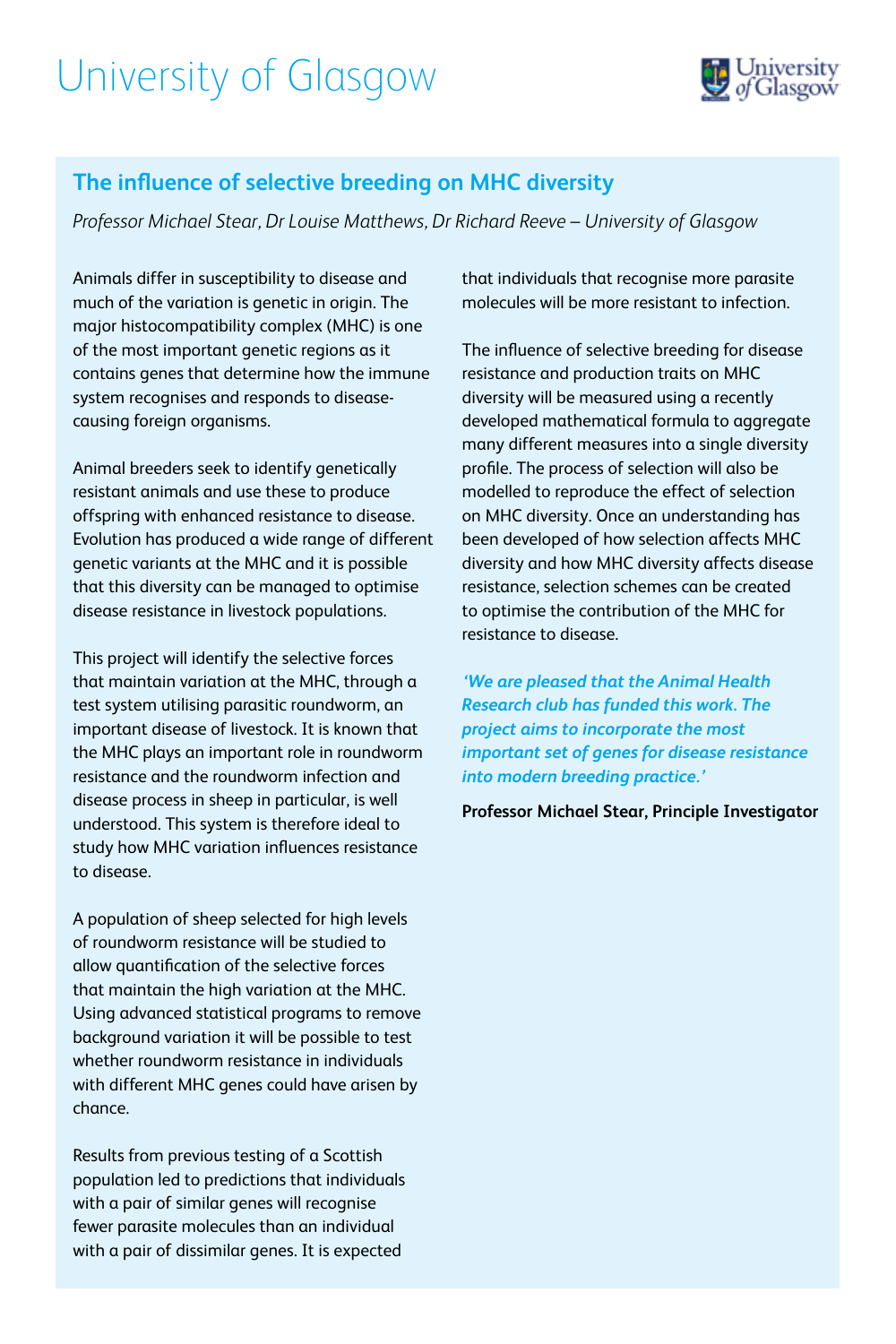# University of Glasgow

## The influence of selective breeding on MHC diversity

*Professor Michael Stear, Dr Louise Matthews, Dr Richard Reeve – University of Glasgow*

Animals differ in susceptibility to disease and much of the variation is genetic in origin. The major histocompatibility complex (MHC) is one of the most important genetic regions as it contains genes that determine how the immune system recognises and responds to disease-causing foreign organisms.

Animal breeders seek to identify genetically resistant animals and use these to produce offspring with enhanced resistance to disease. Evolution has produced a wide range of different genetic variants at the MHC and it is possible that this diversity can be managed to optimise disease resistance in livestock populations.

This project will identify the selective forces that maintain variation at the MHC, through a test system utilising parasitic roundworm, an important disease of livestock. It is known that the MHC plays an important role in roundworm resistance and the roundworm infection and disease process in sheep in particular, is well understood. This system is therefore ideal to study how MHC variation influences resistance to disease.

A population of sheep selected for high levels of roundworm resistance will be studied to allow quantification of the selective forces that maintain the high variation at the MHC. Using advanced statistical programs to remove background variation it will be possible to test whether roundworm resistance in individuals with different MHC genes could have arisen by chance.

Results from previous testing of a Scottish population led to predictions that individuals with a pair of similar genes will recognise fewer parasite molecules than an individual with a pair of dissimilar genes. It is expected that individuals that recognise more parasite molecules will be more resistant to infection.

The influence of selective breeding for disease resistance and production traits on MHC diversity will be measured using a recently developed mathematical formula to aggregate many different measures into a single diversity profile. The process of selection will also be modelled to reproduce the effect of selection on MHC diversity. Once an understanding has been developed of how selection affects MHC diversity and how MHC diversity affects disease resistance, selection schemes can be created to optimise the contribution of the MHC for resistance to disease.

***'We are pleased that the Animal Health Research club has funded this work. The project aims to incorporate the most important set of genes for disease resistance into modern breeding practice.'***

**Professor Michael Stear, Principle Investigator**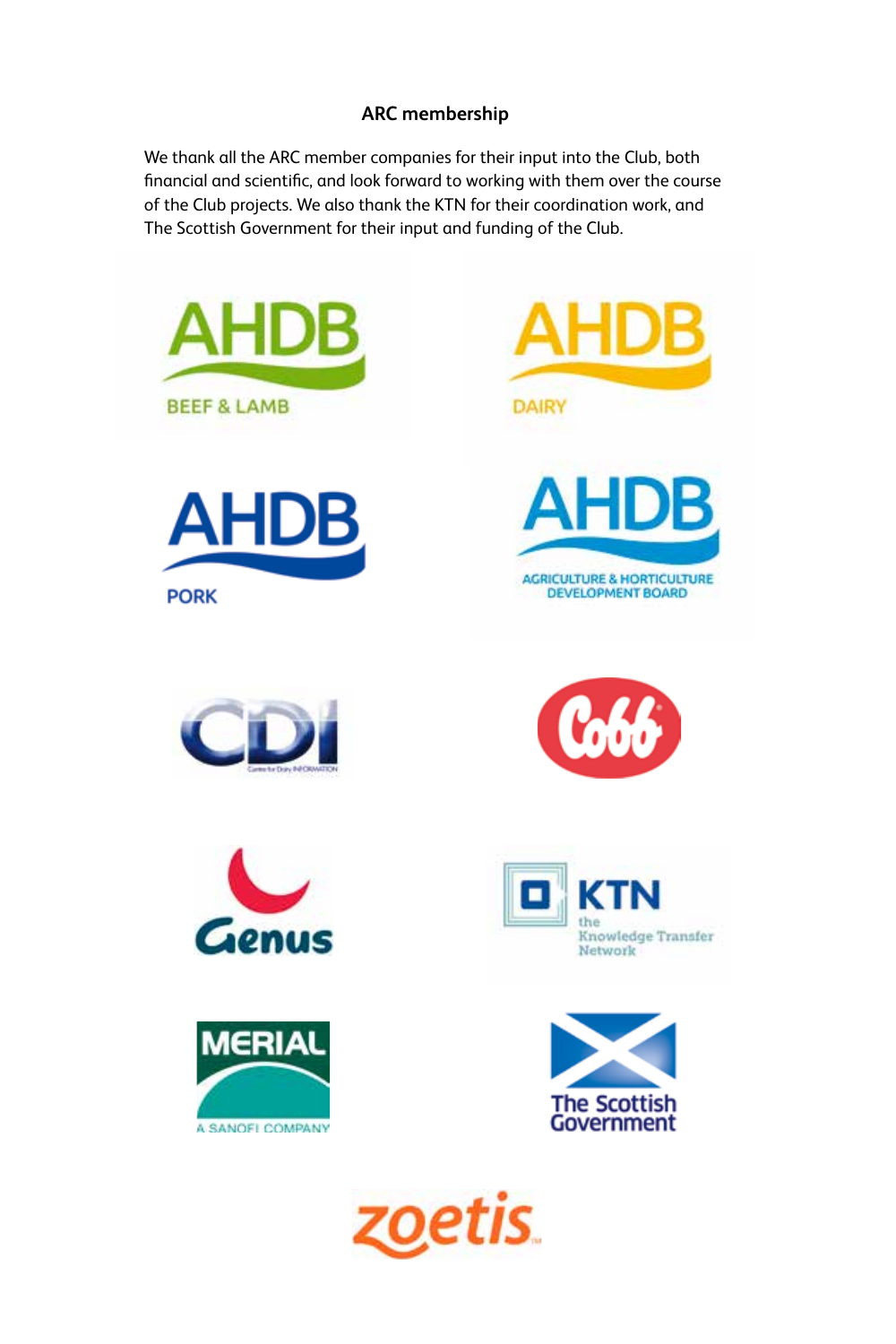## ARC membership

We thank all the ARC member companies for their input into the Club, both financial and scientific, and look forward to working with them over the course of the Club projects. We also thank the KTN for their coordination work, and The Scottish Government for their input and funding of the Club.

AHDB BEEF & LAMB

AHDB DAIRY

AHDB PORK

AHDB AGRICULTURE & HORTICULTURE DEVELOPMENT BOARD

CDI Centre for Dairy INFORMATION

Cobb

Genus

KTN the Knowledge Transfer Network

MERIAL A SANOFI COMPANY

The Scottish Government

zoetis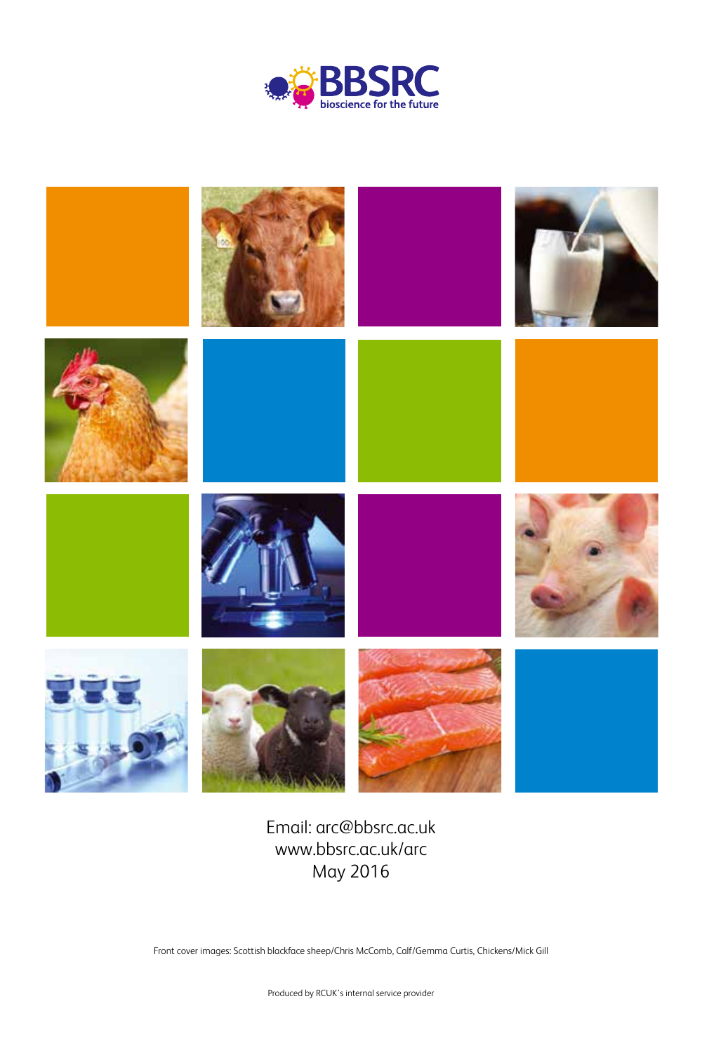BBSRC
bioscience for the future

Email: arc@bbsrc.ac.uk
www.bbsrc.ac.uk/arc
May 2016

Front cover images: Scottish blackface sheep/Chris McComb, Calf/Gemma Curtis, Chickens/Mick Gill

Produced by RCUK's internal service provider